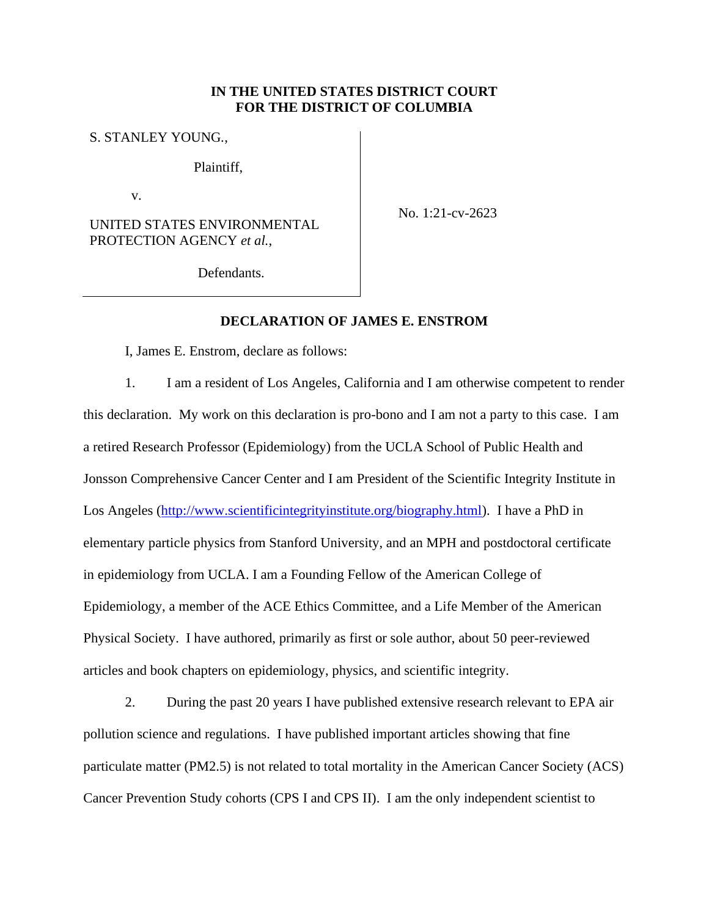**IN THE UNITED STATES DISTRICT COURT**
**FOR THE DISTRICT OF COLUMBIA**

S. STANLEY YOUNG.,

Plaintiff,

v.

UNITED STATES ENVIRONMENTAL PROTECTION AGENCY *et al.*,

Defendants.

No. 1:21-cv-2623

**DECLARATION OF JAMES E. ENSTROM**

I, James E. Enstrom, declare as follows:

1. I am a resident of Los Angeles, California and I am otherwise competent to render this declaration. My work on this declaration is pro-bono and I am not a party to this case. I am a retired Research Professor (Epidemiology) from the UCLA School of Public Health and Jonsson Comprehensive Cancer Center and I am President of the Scientific Integrity Institute in Los Angeles (http://www.scientificintegrityinstitute.org/biography.html). I have a PhD in elementary particle physics from Stanford University, and an MPH and postdoctoral certificate in epidemiology from UCLA. I am a Founding Fellow of the American College of Epidemiology, a member of the ACE Ethics Committee, and a Life Member of the American Physical Society. I have authored, primarily as first or sole author, about 50 peer-reviewed articles and book chapters on epidemiology, physics, and scientific integrity.

2. During the past 20 years I have published extensive research relevant to EPA air pollution science and regulations. I have published important articles showing that fine particulate matter (PM2.5) is not related to total mortality in the American Cancer Society (ACS) Cancer Prevention Study cohorts (CPS I and CPS II). I am the only independent scientist to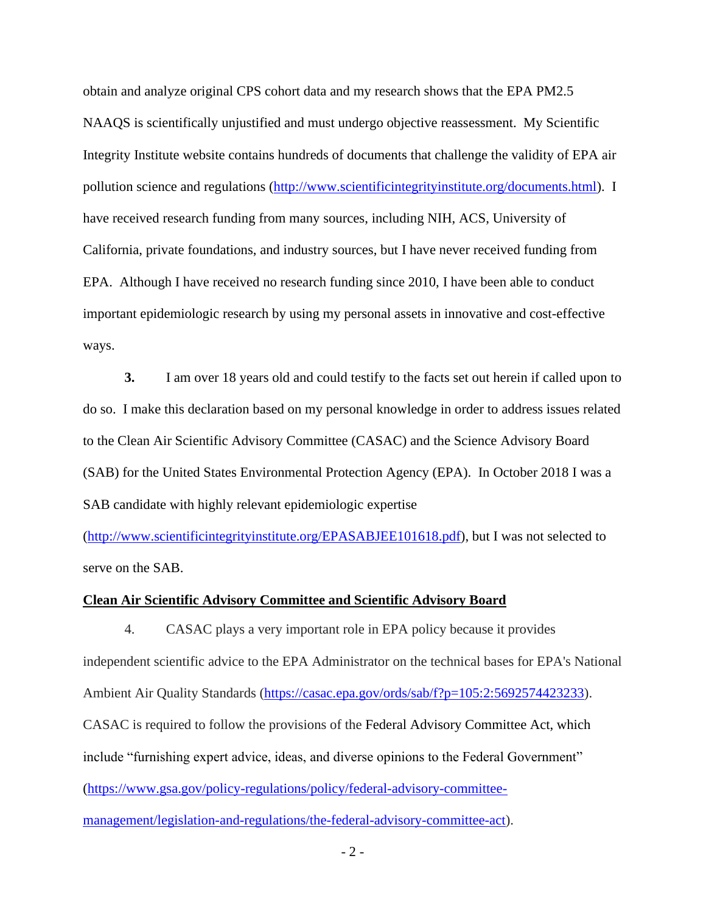obtain and analyze original CPS cohort data and my research shows that the EPA PM2.5 NAAQS is scientifically unjustified and must undergo objective reassessment. My Scientific Integrity Institute website contains hundreds of documents that challenge the validity of EPA air pollution science and regulations (http://www.scientificintegrityinstitute.org/documents.html). I have received research funding from many sources, including NIH, ACS, University of California, private foundations, and industry sources, but I have never received funding from EPA. Although I have received no research funding since 2010, I have been able to conduct important epidemiologic research by using my personal assets in innovative and cost-effective ways.

**3.** I am over 18 years old and could testify to the facts set out herein if called upon to do so. I make this declaration based on my personal knowledge in order to address issues related to the Clean Air Scientific Advisory Committee (CASAC) and the Science Advisory Board (SAB) for the United States Environmental Protection Agency (EPA). In October 2018 I was a SAB candidate with highly relevant epidemiologic expertise (http://www.scientificintegrityinstitute.org/EPASABJEE101618.pdf), but I was not selected to serve on the SAB.

**Clean Air Scientific Advisory Committee and Scientific Advisory Board**

4. CASAC plays a very important role in EPA policy because it provides independent scientific advice to the EPA Administrator on the technical bases for EPA's National Ambient Air Quality Standards (https://casac.epa.gov/ords/sab/f?p=105:2:5692574423233). CASAC is required to follow the provisions of the Federal Advisory Committee Act, which include "furnishing expert advice, ideas, and diverse opinions to the Federal Government" (https://www.gsa.gov/policy-regulations/policy/federal-advisory-committee-management/legislation-and-regulations/the-federal-advisory-committee-act).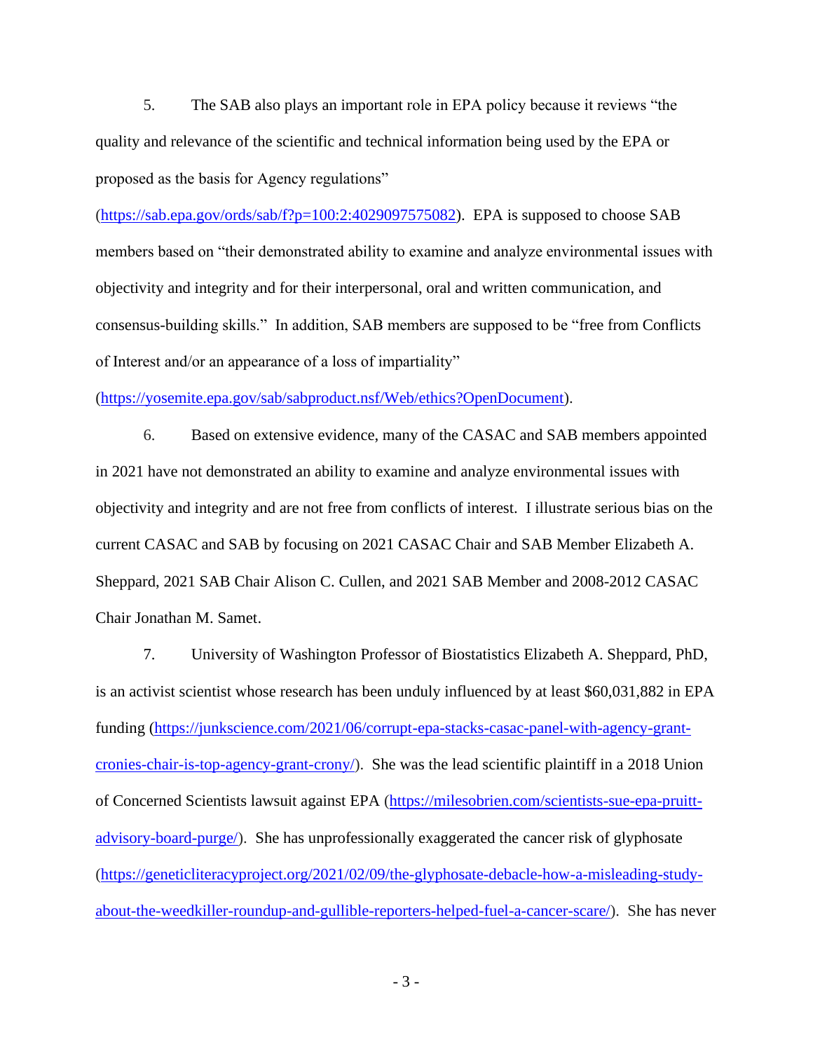5. The SAB also plays an important role in EPA policy because it reviews "the quality and relevance of the scientific and technical information being used by the EPA or proposed as the basis for Agency regulations" (https://sab.epa.gov/ords/sab/f?p=100:2:4029097575082). EPA is supposed to choose SAB members based on "their demonstrated ability to examine and analyze environmental issues with objectivity and integrity and for their interpersonal, oral and written communication, and consensus-building skills." In addition, SAB members are supposed to be "free from Conflicts of Interest and/or an appearance of a loss of impartiality" (https://yosemite.epa.gov/sab/sabproduct.nsf/Web/ethics?OpenDocument).

6. Based on extensive evidence, many of the CASAC and SAB members appointed in 2021 have not demonstrated an ability to examine and analyze environmental issues with objectivity and integrity and are not free from conflicts of interest. I illustrate serious bias on the current CASAC and SAB by focusing on 2021 CASAC Chair and SAB Member Elizabeth A. Sheppard, 2021 SAB Chair Alison C. Cullen, and 2021 SAB Member and 2008-2012 CASAC Chair Jonathan M. Samet.

7. University of Washington Professor of Biostatistics Elizabeth A. Sheppard, PhD, is an activist scientist whose research has been unduly influenced by at least $60,031,882 in EPA funding (https://junkscience.com/2021/06/corrupt-epa-stacks-casac-panel-with-agency-grant-cronies-chair-is-top-agency-grant-crony/). She was the lead scientific plaintiff in a 2018 Union of Concerned Scientists lawsuit against EPA (https://milesobrien.com/scientists-sue-epa-pruitt-advisory-board-purge/). She has unprofessionally exaggerated the cancer risk of glyphosate (https://geneticliteracyproject.org/2021/02/09/the-glyphosate-debacle-how-a-misleading-study-about-the-weedkiller-roundup-and-gullible-reporters-helped-fuel-a-cancer-scare/). She has never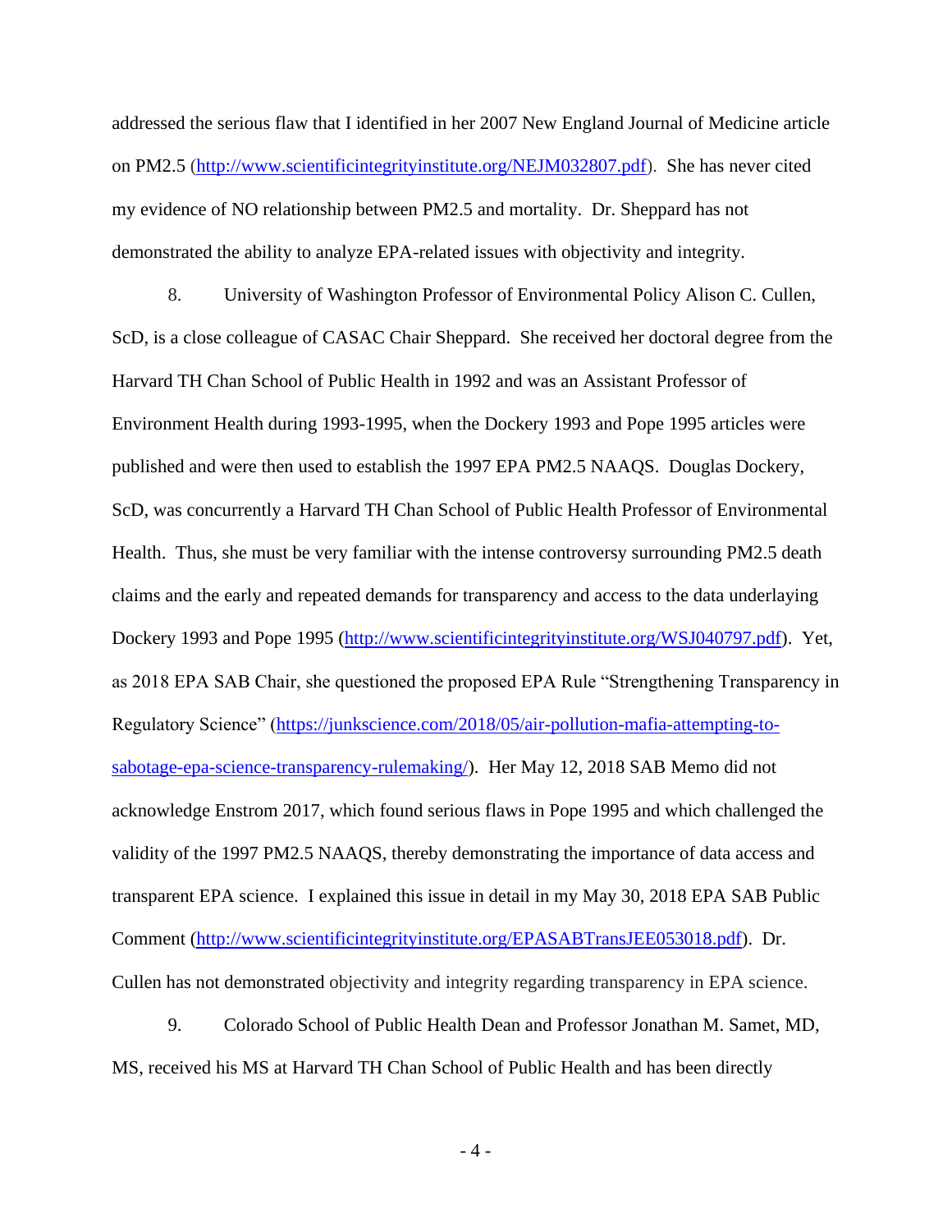addressed the serious flaw that I identified in her 2007 New England Journal of Medicine article on PM2.5 (http://www.scientificintegrityinstitute.org/NEJM032807.pdf). She has never cited my evidence of NO relationship between PM2.5 and mortality. Dr. Sheppard has not demonstrated the ability to analyze EPA-related issues with objectivity and integrity.

8. University of Washington Professor of Environmental Policy Alison C. Cullen, ScD, is a close colleague of CASAC Chair Sheppard. She received her doctoral degree from the Harvard TH Chan School of Public Health in 1992 and was an Assistant Professor of Environment Health during 1993-1995, when the Dockery 1993 and Pope 1995 articles were published and were then used to establish the 1997 EPA PM2.5 NAAQS. Douglas Dockery, ScD, was concurrently a Harvard TH Chan School of Public Health Professor of Environmental Health. Thus, she must be very familiar with the intense controversy surrounding PM2.5 death claims and the early and repeated demands for transparency and access to the data underlaying Dockery 1993 and Pope 1995 (http://www.scientificintegrityinstitute.org/WSJ040797.pdf). Yet, as 2018 EPA SAB Chair, she questioned the proposed EPA Rule "Strengthening Transparency in Regulatory Science" (https://junkscience.com/2018/05/air-pollution-mafia-attempting-to-sabotage-epa-science-transparency-rulemaking/). Her May 12, 2018 SAB Memo did not acknowledge Enstrom 2017, which found serious flaws in Pope 1995 and which challenged the validity of the 1997 PM2.5 NAAQS, thereby demonstrating the importance of data access and transparent EPA science. I explained this issue in detail in my May 30, 2018 EPA SAB Public Comment (http://www.scientificintegrityinstitute.org/EPASABTransJEE053018.pdf). Dr. Cullen has not demonstrated objectivity and integrity regarding transparency in EPA science.

9. Colorado School of Public Health Dean and Professor Jonathan M. Samet, MD, MS, received his MS at Harvard TH Chan School of Public Health and has been directly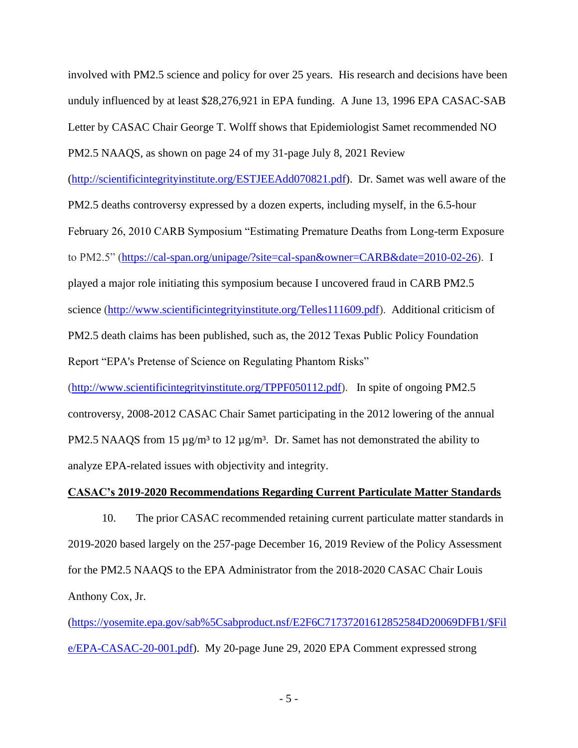involved with PM2.5 science and policy for over 25 years. His research and decisions have been unduly influenced by at least $28,276,921 in EPA funding. A June 13, 1996 EPA CASAC-SAB Letter by CASAC Chair George T. Wolff shows that Epidemiologist Samet recommended NO PM2.5 NAAQS, as shown on page 24 of my 31-page July 8, 2021 Review (http://scientificintegrityinstitute.org/ESTJEEAdd070821.pdf). Dr. Samet was well aware of the PM2.5 deaths controversy expressed by a dozen experts, including myself, in the 6.5-hour February 26, 2010 CARB Symposium "Estimating Premature Deaths from Long-term Exposure to PM2.5" (https://cal-span.org/unipage/?site=cal-span&owner=CARB&date=2010-02-26). I played a major role initiating this symposium because I uncovered fraud in CARB PM2.5 science (http://www.scientificintegrityinstitute.org/Telles111609.pdf). Additional criticism of PM2.5 death claims has been published, such as, the 2012 Texas Public Policy Foundation Report "EPA's Pretense of Science on Regulating Phantom Risks" (http://www.scientificintegrityinstitute.org/TPPF050112.pdf). In spite of ongoing PM2.5 controversy, 2008-2012 CASAC Chair Samet participating in the 2012 lowering of the annual PM2.5 NAAQS from 15 µg/m³ to 12 µg/m³. Dr. Samet has not demonstrated the ability to analyze EPA-related issues with objectivity and integrity.

**CASAC's 2019-2020 Recommendations Regarding Current Particulate Matter Standards**

10. The prior CASAC recommended retaining current particulate matter standards in 2019-2020 based largely on the 257-page December 16, 2019 Review of the Policy Assessment for the PM2.5 NAAQS to the EPA Administrator from the 2018-2020 CASAC Chair Louis Anthony Cox, Jr. (https://yosemite.epa.gov/sab%5Csabproduct.nsf/E2F6C71737201612852584D20069DFB1/$File/EPA-CASAC-20-001.pdf). My 20-page June 29, 2020 EPA Comment expressed strong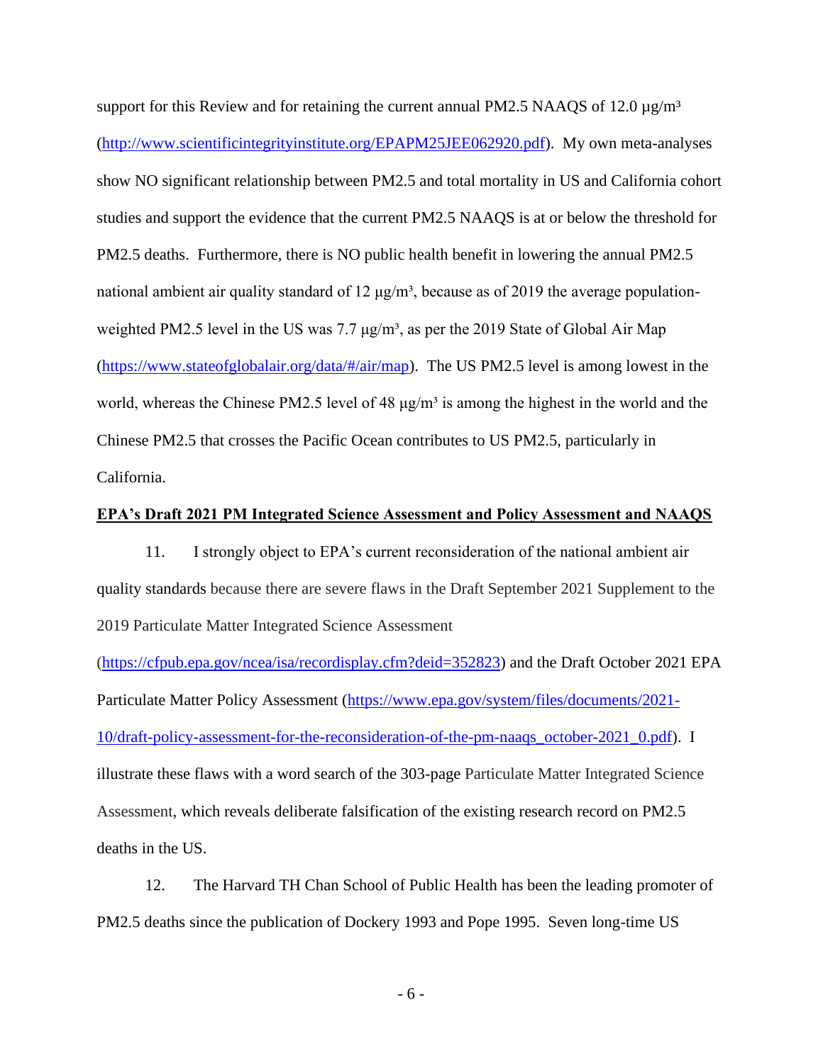support for this Review and for retaining the current annual PM2.5 NAAQS of 12.0 μg/m³ (http://www.scientificintegrityinstitute.org/EPAPM25JEE062920.pdf). My own meta-analyses show NO significant relationship between PM2.5 and total mortality in US and California cohort studies and support the evidence that the current PM2.5 NAAQS is at or below the threshold for PM2.5 deaths. Furthermore, there is NO public health benefit in lowering the annual PM2.5 national ambient air quality standard of 12 μg/m³, because as of 2019 the average population-weighted PM2.5 level in the US was 7.7 μg/m³, as per the 2019 State of Global Air Map (https://www.stateofglobalair.org/data/#/air/map). The US PM2.5 level is among lowest in the world, whereas the Chinese PM2.5 level of 48 μg/m³ is among the highest in the world and the Chinese PM2.5 that crosses the Pacific Ocean contributes to US PM2.5, particularly in California.

**EPA's Draft 2021 PM Integrated Science Assessment and Policy Assessment and NAAQS**

11. I strongly object to EPA's current reconsideration of the national ambient air quality standards because there are severe flaws in the Draft September 2021 Supplement to the 2019 Particulate Matter Integrated Science Assessment (https://cfpub.epa.gov/ncea/isa/recordisplay.cfm?deid=352823) and the Draft October 2021 EPA Particulate Matter Policy Assessment (https://www.epa.gov/system/files/documents/2021-10/draft-policy-assessment-for-the-reconsideration-of-the-pm-naaqs_october-2021_0.pdf). I illustrate these flaws with a word search of the 303-page Particulate Matter Integrated Science Assessment, which reveals deliberate falsification of the existing research record on PM2.5 deaths in the US.

12. The Harvard TH Chan School of Public Health has been the leading promoter of PM2.5 deaths since the publication of Dockery 1993 and Pope 1995. Seven long-time US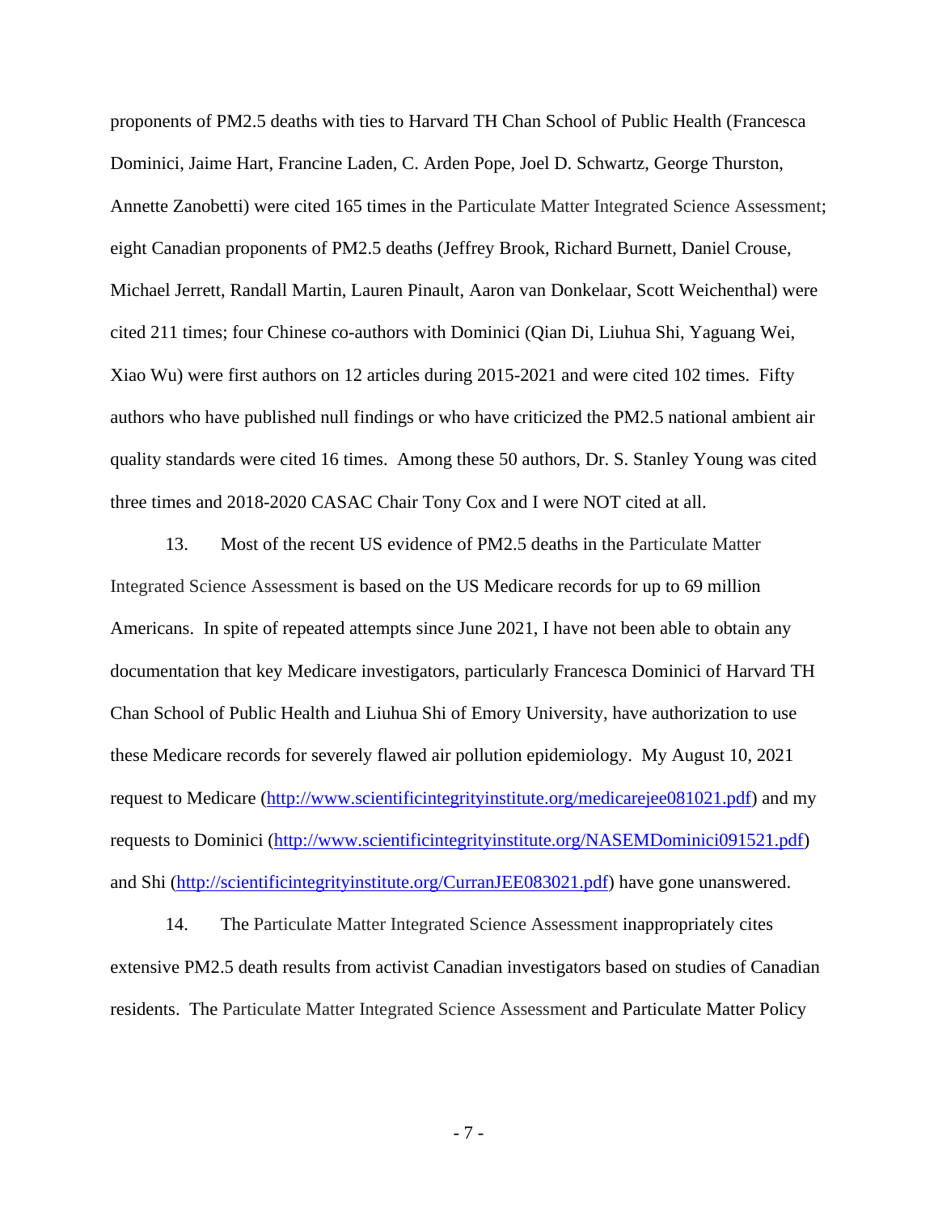proponents of PM2.5 deaths with ties to Harvard TH Chan School of Public Health (Francesca Dominici, Jaime Hart, Francine Laden, C. Arden Pope, Joel D. Schwartz, George Thurston, Annette Zanobetti) were cited 165 times in the Particulate Matter Integrated Science Assessment; eight Canadian proponents of PM2.5 deaths (Jeffrey Brook, Richard Burnett, Daniel Crouse, Michael Jerrett, Randall Martin, Lauren Pinault, Aaron van Donkelaar, Scott Weichenthal) were cited 211 times; four Chinese co-authors with Dominici (Qian Di, Liuhua Shi, Yaguang Wei, Xiao Wu) were first authors on 12 articles during 2015-2021 and were cited 102 times. Fifty authors who have published null findings or who have criticized the PM2.5 national ambient air quality standards were cited 16 times. Among these 50 authors, Dr. S. Stanley Young was cited three times and 2018-2020 CASAC Chair Tony Cox and I were NOT cited at all.

13. Most of the recent US evidence of PM2.5 deaths in the Particulate Matter Integrated Science Assessment is based on the US Medicare records for up to 69 million Americans. In spite of repeated attempts since June 2021, I have not been able to obtain any documentation that key Medicare investigators, particularly Francesca Dominici of Harvard TH Chan School of Public Health and Liuhua Shi of Emory University, have authorization to use these Medicare records for severely flawed air pollution epidemiology. My August 10, 2021 request to Medicare (http://www.scientificintegrityinstitute.org/medicarejee081021.pdf) and my requests to Dominici (http://www.scientificintegrityinstitute.org/NASEMDominici091521.pdf) and Shi (http://scientificintegrityinstitute.org/CurranJEE083021.pdf) have gone unanswered.

14. The Particulate Matter Integrated Science Assessment inappropriately cites extensive PM2.5 death results from activist Canadian investigators based on studies of Canadian residents. The Particulate Matter Integrated Science Assessment and Particulate Matter Policy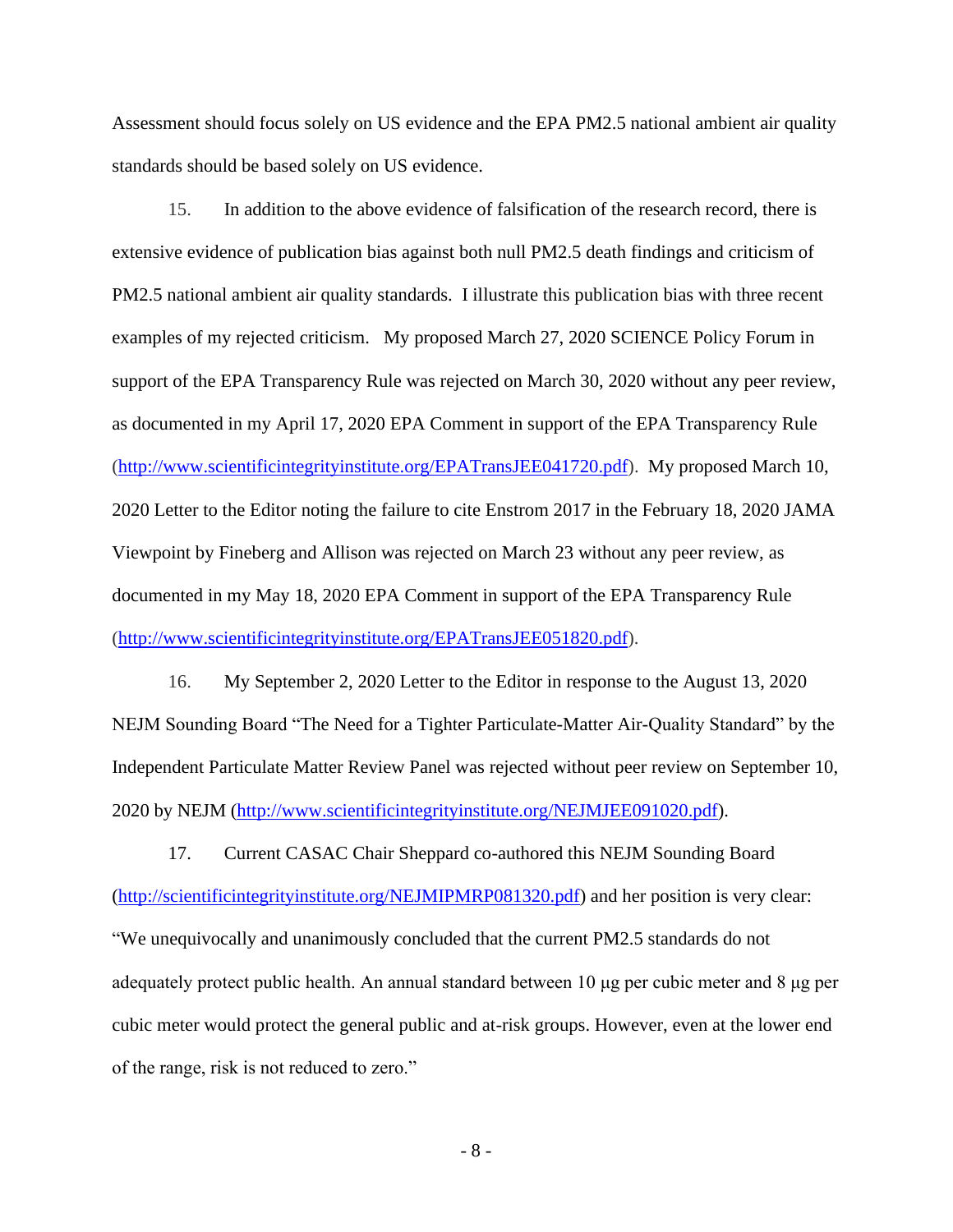Assessment should focus solely on US evidence and the EPA PM2.5 national ambient air quality standards should be based solely on US evidence.

15. In addition to the above evidence of falsification of the research record, there is extensive evidence of publication bias against both null PM2.5 death findings and criticism of PM2.5 national ambient air quality standards. I illustrate this publication bias with three recent examples of my rejected criticism. My proposed March 27, 2020 SCIENCE Policy Forum in support of the EPA Transparency Rule was rejected on March 30, 2020 without any peer review, as documented in my April 17, 2020 EPA Comment in support of the EPA Transparency Rule (http://www.scientificintegrityinstitute.org/EPATransJEE041720.pdf). My proposed March 10, 2020 Letter to the Editor noting the failure to cite Enstrom 2017 in the February 18, 2020 JAMA Viewpoint by Fineberg and Allison was rejected on March 23 without any peer review, as documented in my May 18, 2020 EPA Comment in support of the EPA Transparency Rule (http://www.scientificintegrityinstitute.org/EPATransJEE051820.pdf).

16. My September 2, 2020 Letter to the Editor in response to the August 13, 2020 NEJM Sounding Board "The Need for a Tighter Particulate-Matter Air-Quality Standard" by the Independent Particulate Matter Review Panel was rejected without peer review on September 10, 2020 by NEJM (http://www.scientificintegrityinstitute.org/NEJMJEE091020.pdf).

17. Current CASAC Chair Sheppard co-authored this NEJM Sounding Board (http://scientificintegrityinstitute.org/NEJMIPMRP081320.pdf) and her position is very clear: "We unequivocally and unanimously concluded that the current PM2.5 standards do not adequately protect public health. An annual standard between 10 µg per cubic meter and 8 µg per cubic meter would protect the general public and at-risk groups. However, even at the lower end of the range, risk is not reduced to zero."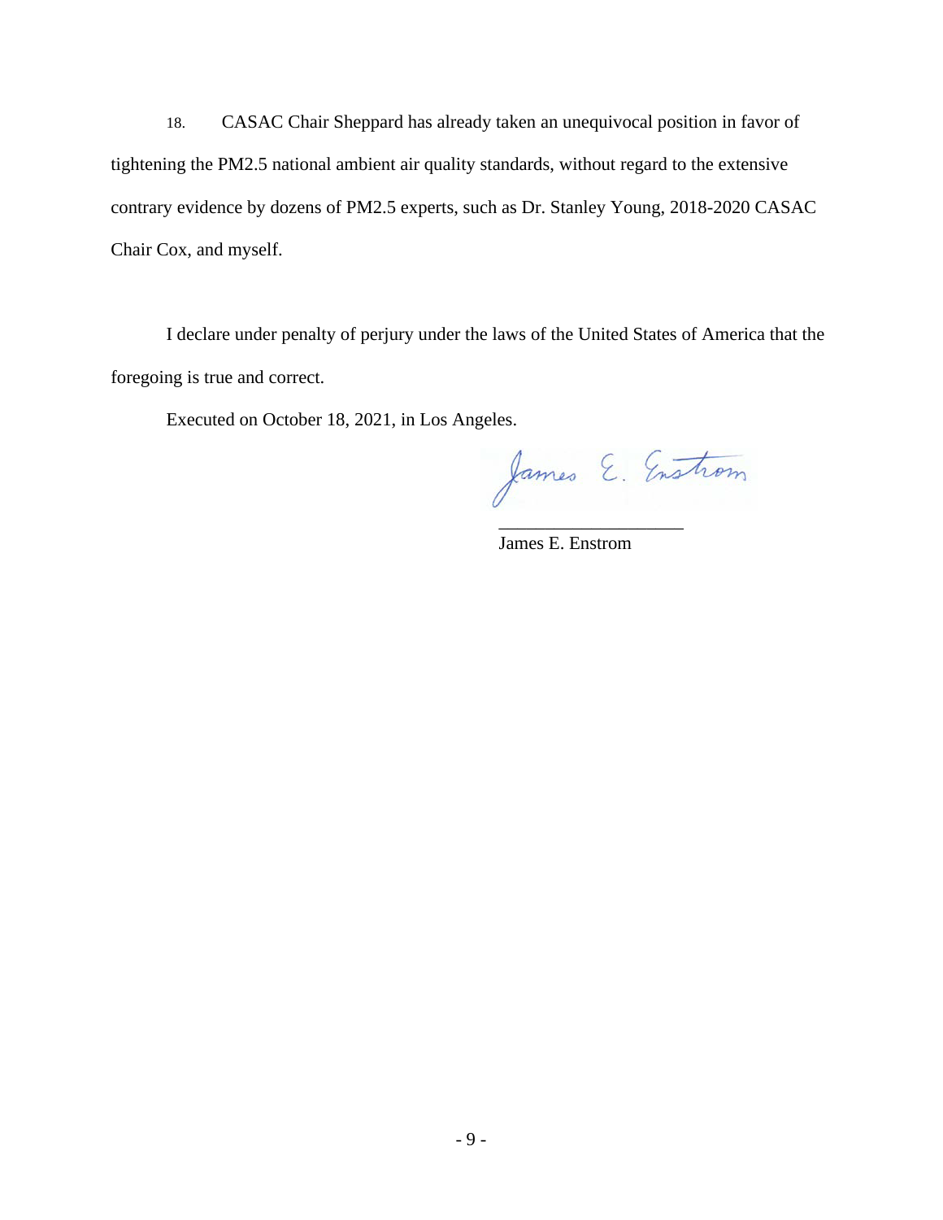18. CASAC Chair Sheppard has already taken an unequivocal position in favor of tightening the PM2.5 national ambient air quality standards, without regard to the extensive contrary evidence by dozens of PM2.5 experts, such as Dr. Stanley Young, 2018-2020 CASAC Chair Cox, and myself.

I declare under penalty of perjury under the laws of the United States of America that the foregoing is true and correct.

Executed on October 18, 2021, in Los Angeles.

James E. Enstrom

\_\_\_\_\_\_\_\_\_\_\_\_\_\_\_\_\_\_\_\_

James E. Enstrom